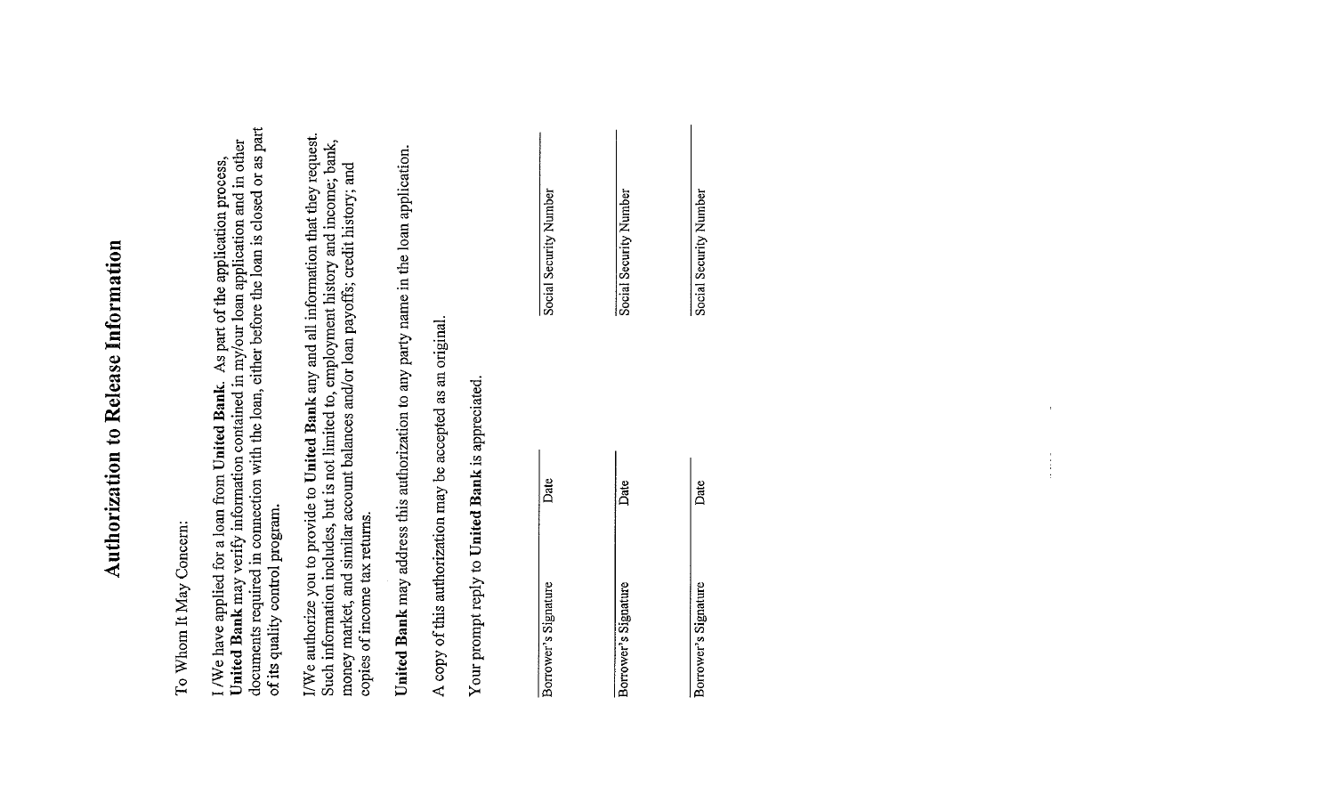# Authorization to Release Information

To Whom It May Concern:

I/We have applied for a loan from **United Bank**. As part of the application process, **United Bank** may verify information contained in my/our loan application and in other documents required in connection with the loan, either before the loan is closed or as part of its quality control program.

I/We authorize you to provide to **United Bank** any and all information that they request. Such information includes, but is not limited to, employment history and income; bank, money market, and similar account balances and/or loan payoffs; credit history; and copies of income tax returns.

**United Bank** may address this authorization to any party name in the loan application.

A copy of this authorization may be accepted as an original.

Your prompt reply to **United Bank** is appreciated.

| Borrower's Signature | Date | Social Security Number |
|---|---|---|
| Borrower's Signature | Date | Social Security Number |
| Borrower's Signature | Date | Social Security Number |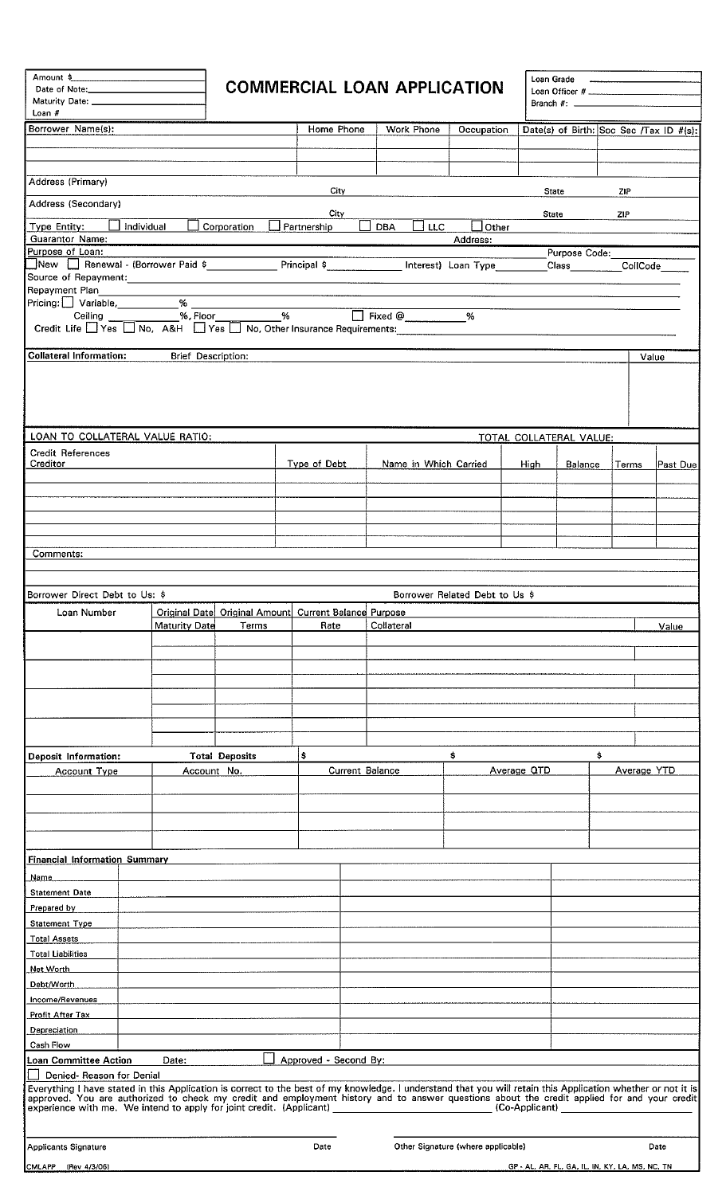Amount $\_\_\_\_\_\_\_\_
Date of Note:\_\_\_\_\_\_\_\_
Maturity Date: \_\_\_\_\_\_\_\_
Loan #

# COMMERCIAL LOAN APPLICATION

Loan Grade \_\_\_\_\_\_\_\_
Loan Officer # \_\_\_\_\_\_\_\_
Branch #: \_\_\_\_\_\_\_\_

| Borrower Name(s): | Home Phone | Work Phone | Occupation | Date(s) of Birth: | Soc Sec /Tax ID #(s): |
|---|---|---|---|---|---|
| | | | | | |
| | | | | | |
| | | | | | |

Address (Primary) City State ZIP

Address (Secondary) City State ZIP

Type Entity: ☐ Individual ☐ Corporation ☐ Partnership ☐ DBA ☐ LLC ☐ Other

Guarantor Name: Address:

Purpose of Loan: Purpose Code:

☐ New ☐ Renewal - (Borrower Paid $\_\_\_\_\_\_ Principal $\_\_\_\_\_\_ Interest) Loan Type\_\_\_\_\_\_ Class\_\_\_\_\_\_ CollCode\_\_\_\_\_\_

Source of Repayment:

Repayment Plan

Pricing: ☐ Variable, \_\_\_\_\_\_ %

Ceiling \_\_\_\_\_\_ %, Floor \_\_\_\_\_\_ % ☐ Fixed @ \_\_\_\_\_\_ %

Credit Life ☐ Yes ☐ No, A&H ☐ Yes ☐ No, Other Insurance Requirements:

| Collateral Information: Brief Description: | Value |
|---|---|
| | |

LOAN TO COLLATERAL VALUE RATIO: TOTAL COLLATERAL VALUE:

| Credit References Creditor | Type of Debt | Name in Which Carried | High | Balance | Terms | Past Due |
|---|---|---|---|---|---|---|
| | | | | | | |
| | | | | | | |
| | | | | | | |
| | | | | | | |
| | | | | | | |
| | | | | | | |

Comments:

Borrower Direct Debt to Us: $ Borrower Related Debt to Us $

| Loan Number | Original Date / Maturity Date | Original Amount / Terms | Current Balance / Rate | Purpose / Collateral | Value |
|---|---|---|---|---|---|
| | | | | | |
| | | | | | |
| | | | | | |
| | | | | | |

| Deposit Information: | Total Deposits | $ | $ | $ |
|---|---|---|---|---|
| Account Type | Account No. | Current Balance | Average QTD | Average YTD |
| | | | | |
| | | | | |
| | | | | |
| | | | | |

**Financial Information Summary**

| | | | |
|---|---|---|---|
| Name | | | |
| Statement Date | | | |
| Prepared by | | | |
| Statement Type | | | |
| Total Assets | | | |
| Total Liabilities | | | |
| Net Worth | | | |
| Debt/Worth | | | |
| Income/Revenues | | | |
| Profit After Tax | | | |
| Depreciation | | | |
| Cash Flow | | | |

**Loan Committee Action** Date: ☐ Approved - Second By:

☐ Denied- Reason for Denial

Everything I have stated in this Application is correct to the best of my knowledge. I understand that you will retain this Application whether or not it is approved. You are authorized to check my credit and employment history and to answer questions about the credit applied for and your credit experience with me. We intend to apply for joint credit. (Applicant) \_\_\_\_\_\_\_\_ (Co-Applicant) \_\_\_\_\_\_\_\_

Applicants Signature Date Other Signature (where applicable) Date

CMLAPP (Rev 4/3/06) GP - AL, AR, FL, GA, IL, IN, KY, LA, MS, NC, TN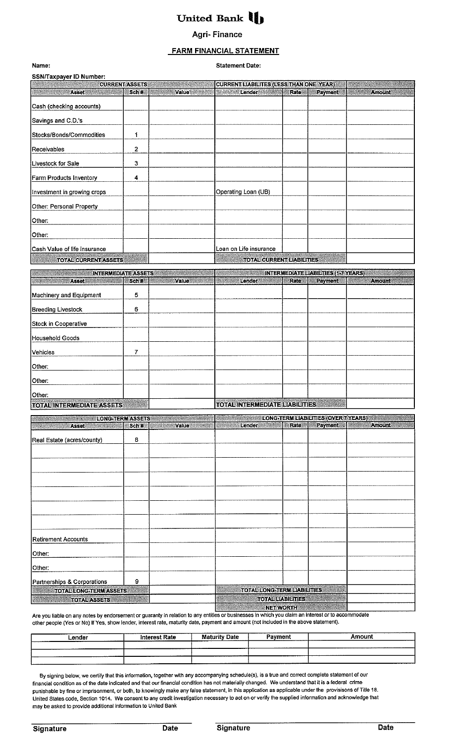# United Bank

## Agri- Finance

## FARM FINANCIAL STATEMENT

**Name:** **Statement Date:**

**SSN/Taxpayer ID Number:**

| CURRENT ASSETS | | | CURRENT LIABILITES (LESS THAN ONE YEAR) | | | |
|---|---|---|---|---|---|---|
| **Asset** | **Sch #** | **Value** | **Lender** | **Rate** | **Payment** | **Amount** |
| Cash (checking accounts) | | | | | | |
| Savings and C.D.'s | | | | | | |
| Stocks/Bonds/Commodities | 1 | | | | | |
| Receivables | 2 | | | | | |
| Livestock for Sale | 3 | | | | | |
| Farm Products Inventory | 4 | | | | | |
| Investment in growing crops | | | Operating Loan (UB) | | | |
| Other: Personal Property | | | | | | |
| Other: | | | | | | |
| Other: | | | | | | |
| Cash Value of life insurance | | | Loan on Life insurance | | | |
| **TOTAL CURRENT ASSETS** | | | **TOTAL CURRENT LIABILITIES** | | | |

| INTERMEDIATE ASSETS | | | INTERMEDIATE LIABILTIES (1-7 YEARS) | | | |
|---|---|---|---|---|---|---|
| **Asset** | **Sch #** | **Value** | **Lender** | **Rate** | **Payment** | **Amount** |
| Machinery and Equipment | 5 | | | | | |
| Breeding Livestock | 6 | | | | | |
| Stock in Cooperative | | | | | | |
| Household Goods | | | | | | |
| Vehicles | 7 | | | | | |
| Other: | | | | | | |
| Other: | | | | | | |
| Other: | | | | | | |
| **TOTAL INTERMEDIATE ASSETS** | | | **TOTAL INTERMEDIATE LIABILITIES** | | | |

| LONG-TERM ASSETS | | | LONG-TERM LIABILITIES (OVER 7 YEARS) | | | |
|---|---|---|---|---|---|---|
| **Asset** | **Sch #** | **Value** | **Lender** | **Rate** | **Payment** | **Amount** |
| Real Estate (acres/county) | 8 | | | | | |
| | | | | | | |
| | | | | | | |
| | | | | | | |
| | | | | | | |
| | | | | | | |
| | | | | | | |
| Retirement Accounts | | | | | | |
| Other: | | | | | | |
| Other: | | | | | | |
| Partnerships & Corporations | 9 | | | | | |
| **TOTAL LONG-TERM ASSETS** | | | **TOTAL LONG-TERM LIABILITIES** | | | |
| **TOTAL ASSETS** | | | **TOTAL LIABILITIES** | | | |
| | | | **NET WORTH** | | | |

Are you liable on any notes by endorsement or guaranty in relation to any entities or businesses in which you claim an interest or to accommodate other people (Yes or No) If Yes, show lender, interest rate, maturity date, payment and amount (not included in the above statement).

| Lender | Interest Rate | Maturity Date | Payment | Amount |
|---|---|---|---|---|
| | | | | |
| | | | | |
| | | | | |

By signing below, we certify that this information, together with any accompanying schedule(s), is a true and correct complete statement of our financial condition as of the date indicated and that our financial condition has not materially changed. We understand that it is a federal crime punishable by fine or imprisonment, or both, to knowingly make any false statement, in this application as applicable under the provisions of Title 18. United States code, Section 1014. We consent to any credit investigation necessary to act on or verify the supplied information and acknowledge that may be asked to provide additional information to United Bank

**Signature** **Date** **Signature** **Date**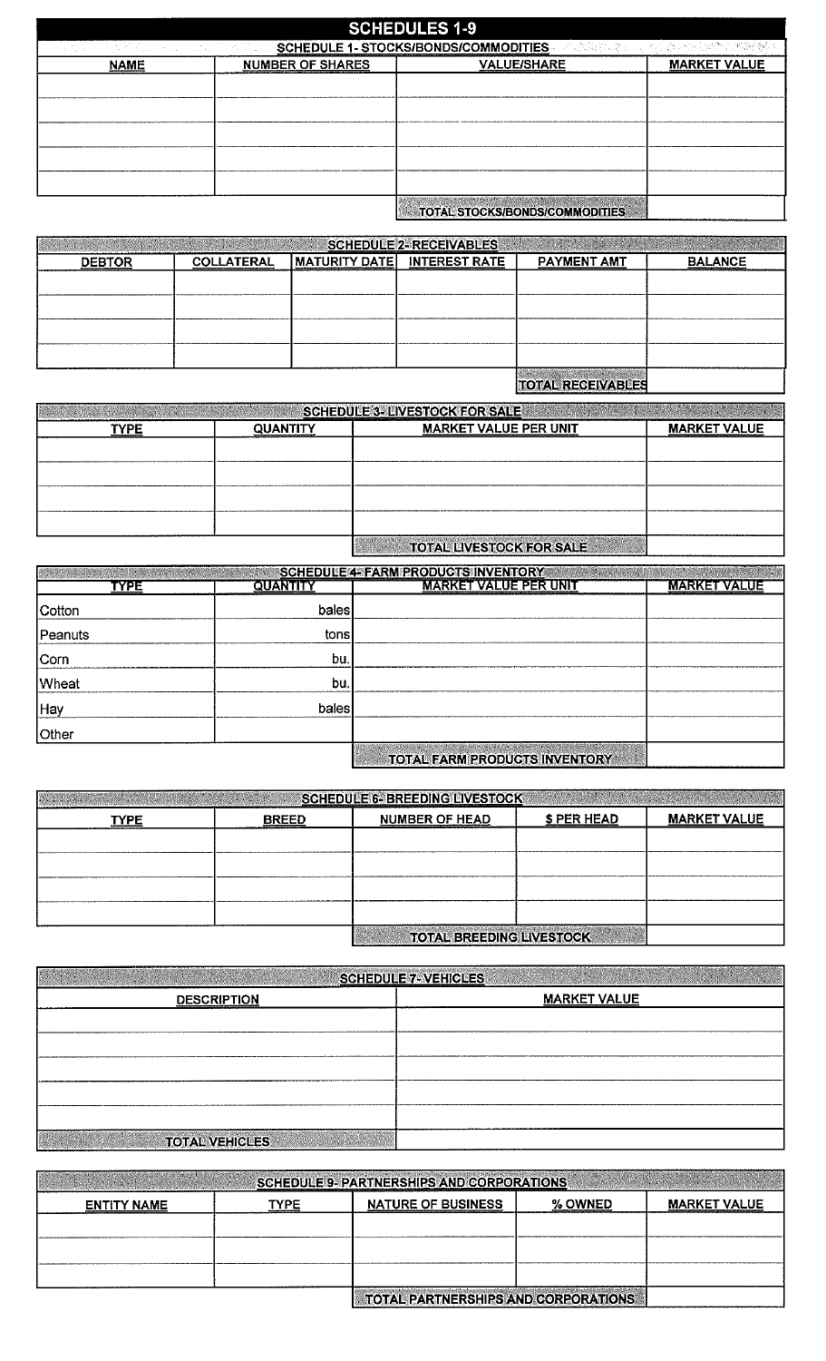# SCHEDULES 1-9

## SCHEDULE 1- STOCKS/BONDS/COMMODITIES

| NAME | NUMBER OF SHARES | VALUE/SHARE | MARKET VALUE |
|---|---|---|---|
| | | | |
| | | | |
| | | | |
| | | | |
| | | | |
| | | TOTAL STOCKS/BONDS/COMMODITIES | |

## SCHEDULE 2- RECEIVABLES

| DEBTOR | COLLATERAL | MATURITY DATE | INTEREST RATE | PAYMENT AMT | BALANCE |
|---|---|---|---|---|---|
| | | | | | |
| | | | | | |
| | | | | | |
| | | | | | |
| | | | | TOTAL RECEIVABLES | |

## SCHEDULE 3- LIVESTOCK FOR SALE

| TYPE | QUANTITY | MARKET VALUE PER UNIT | MARKET VALUE |
|---|---|---|---|
| | | | |
| | | | |
| | | | |
| | | | |
| | | TOTAL LIVESTOCK FOR SALE | |

## SCHEDULE 4- FARM PRODUCTS INVENTORY

| TYPE | QUANTITY | MARKET VALUE PER UNIT | MARKET VALUE |
|---|---|---|---|
| Cotton | bales | | |
| Peanuts | tons | | |
| Corn | bu. | | |
| Wheat | bu. | | |
| Hay | bales | | |
| Other | | | |
| | | TOTAL FARM PRODUCTS INVENTORY | |

## SCHEDULE 6- BREEDING LIVESTOCK

| TYPE | BREED | NUMBER OF HEAD | $ PER HEAD | MARKET VALUE |
|---|---|---|---|---|
| | | | | |
| | | | | |
| | | | | |
| | | | | |
| | | TOTAL BREEDING LIVESTOCK | | |

## SCHEDULE 7- VEHICLES

| DESCRIPTION | MARKET VALUE |
|---|---|
| | |
| | |
| | |
| | |
| | |
| TOTAL VEHICLES | |

## SCHEDULE 9- PARTNERSHIPS AND CORPORATIONS

| ENTITY NAME | TYPE | NATURE OF BUSINESS | % OWNED | MARKET VALUE |
|---|---|---|---|---|
| | | | | |
| | | | | |
| | | | | |
| | | TOTAL PARTNERSHIPS AND CORPORATIONS | | |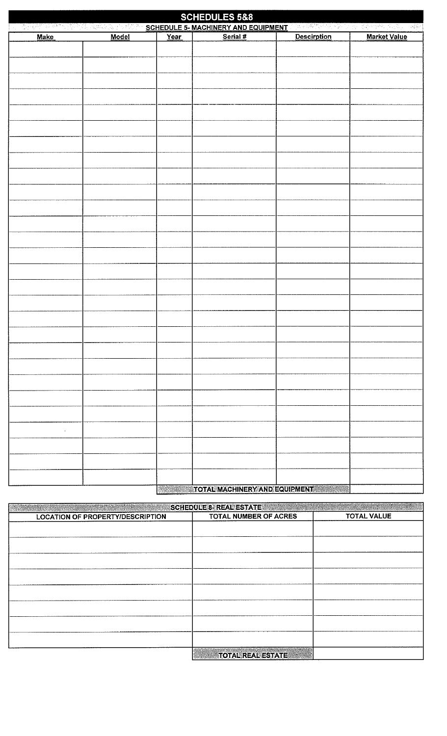# SCHEDULES 5&8

## SCHEDULE 5- MACHINERY AND EQUIPMENT

| Make | Model | Year | Serial # | Descirption | Market Value |
|---|---|---|---|---|---|
| | | | | | |
| | | | | | |
| | | | | | |
| | | | | | |
| | | | | | |
| | | | | | |
| | | | | | |
| | | | | | |
| | | | | | |
| | | | | | |
| | | | | | |
| | | | | | |
| | | | | | |
| | | | | | |
| | | | | | |
| | | | | | |
| | | | | | |
| | | | | | |
| | | | | | |
| | | | | | |
| | | | | | |
| | | | | | |
| | | | | | |
| | | | | | |
| | | | | | |
| | | | | | |
| | | | | | |
| | | | | | |
| | | TOTAL MACHINERY AND EQUIPMENT | | | |

## SCHEDULE 8- REAL ESTATE

| LOCATION OF PROPERTY/DESCRIPTION | TOTAL NUMBER OF ACRES | TOTAL VALUE |
|---|---|---|
| | | |
| | | |
| | | |
| | | |
| | | |
| | | |
| | | |
| | | |
| | TOTAL REAL ESTATE | |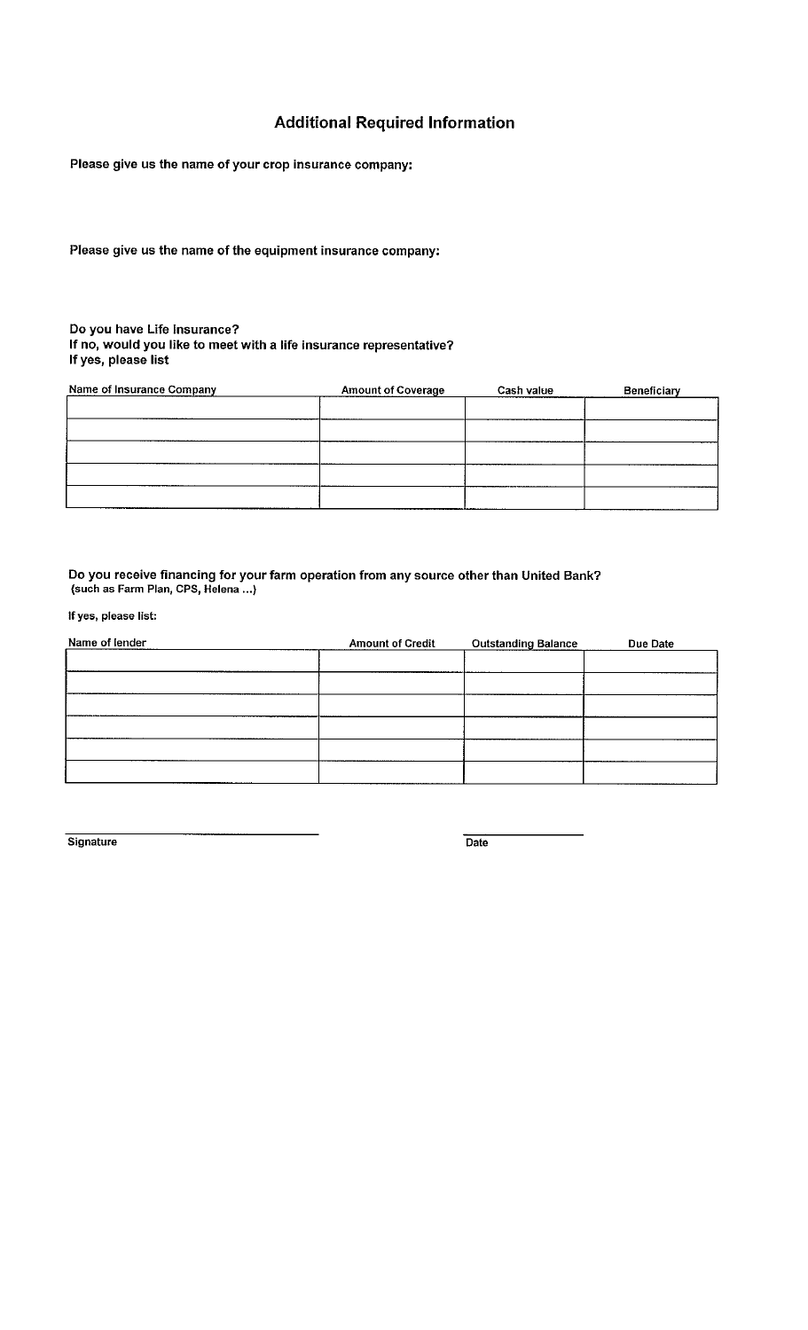# Additional Required Information

**Please give us the name of your crop insurance company:**

**Please give us the name of the equipment insurance company:**

**Do you have Life Insurance?**
**If no, would you like to meet with a life insurance representative?**
**If yes, please list**

| Name of Insurance Company | Amount of Coverage | Cash value | Beneficiary |
|---|---|---|---|
| | | | |
| | | | |
| | | | |
| | | | |
| | | | |

**Do you receive financing for your farm operation from any source other than United Bank?**
**(such as Farm Plan, CPS, Helena ...)**

**If yes, please list:**

| Name of lender | Amount of Credit | Outstanding Balance | Due Date |
|---|---|---|---|
| | | | |
| | | | |
| | | | |
| | | | |
| | | | |
| | | | |

Signature ______________________ Date ______________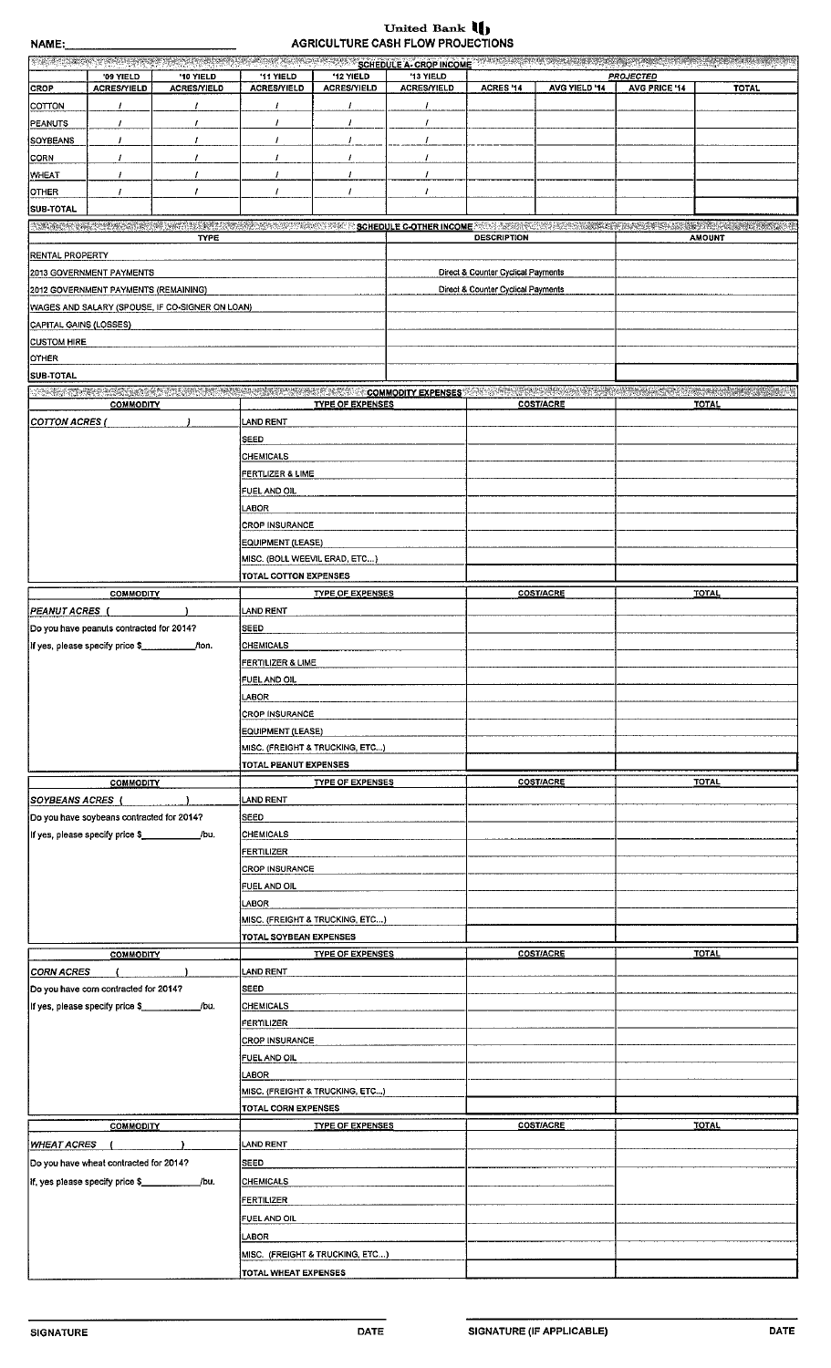NAME:\_\_\_\_\_\_\_\_\_\_\_\_\_\_\_\_\_\_\_\_\_\_\_\_\_\_\_\_

United Bank

# AGRICULTURE CASH FLOW PROJECTIONS

## SCHEDULE A - CROP INCOME

| CROP | '09 YIELD ACRES/YIELD | '10 YIELD ACRES/YIELD | '11 YIELD ACRES/YIELD | '12 YIELD ACRES/YIELD | '13 YIELD ACRES/YIELD | PROJECTED ACRES '14 | AVG YIELD '14 | AVG PRICE '14 | TOTAL |
|---|---|---|---|---|---|---|---|---|---|
| COTTON | / | / | / | / | / | | | | |
| PEANUTS | / | / | / | / | / | | | | |
| SOYBEANS | / | / | / | / | / | | | | |
| CORN | / | / | / | / | / | | | | |
| WHEAT | / | / | / | / | / | | | | |
| OTHER | / | / | / | / | / | | | | |
| SUB-TOTAL | | | | | | | | | |

## SCHEDULE C-OTHER INCOME

| TYPE | DESCRIPTION | AMOUNT |
|---|---|---|
| RENTAL PROPERTY | | |
| 2013 GOVERNMENT PAYMENTS | Direct & Counter Cyclical Payments | |
| 2012 GOVERNMENT PAYMENTS (REMAINING) | Direct & Counter Cyclical Payments | |
| WAGES AND SALARY (SPOUSE, IF CO-SIGNER ON LOAN) | | |
| CAPITAL GAINS (LOSSES) | | |
| CUSTOM HIRE | | |
| OTHER | | |
| SUB-TOTAL | | |

## COMMODITY EXPENSES

| COMMODITY | TYPE OF EXPENSES | COST/ACRE | TOTAL |
|---|---|---|---|
| *COTTON ACRES* ( ) | LAND RENT | | |
| | SEED | | |
| | CHEMICALS | | |
| | FERTLIZER & LIME | | |
| | FUEL AND OIL | | |
| | LABOR | | |
| | CROP INSURANCE | | |
| | EQUIPMENT (LEASE) | | |
| | MISC. (BOLL WEEVIL ERAD, ETC...) | | |
| | TOTAL COTTON EXPENSES | | |

| COMMODITY | TYPE OF EXPENSES | COST/ACRE | TOTAL |
|---|---|---|---|
| *PEANUT ACRES* ( ) | LAND RENT | | |
| Do you have peanuts contracted for 2014? | SEED | | |
| If yes, please specify price $\_\_\_\_\_\_\_\_\_\_\_/ton. | CHEMICALS | | |
| | FERTILIZER & LIME | | |
| | FUEL AND OIL | | |
| | LABOR | | |
| | CROP INSURANCE | | |
| | EQUIPMENT (LEASE) | | |
| | MISC. (FREIGHT & TRUCKING, ETC...) | | |
| | TOTAL PEANUT EXPENSES | | |

| COMMODITY | TYPE OF EXPENSES | COST/ACRE | TOTAL |
|---|---|---|---|
| *SOYBEANS ACRES* ( ) | LAND RENT | | |
| Do you have soybeans contracted for 2014? | SEED | | |
| If yes, please specify price $\_\_\_\_\_\_\_\_\_\_\_/bu. | CHEMICALS | | |
| | FERTILIZER | | |
| | CROP INSURANCE | | |
| | FUEL AND OIL | | |
| | LABOR | | |
| | MISC. (FREIGHT & TRUCKING, ETC...) | | |
| | TOTAL SOYBEAN EXPENSES | | |

| COMMODITY | TYPE OF EXPENSES | COST/ACRE | TOTAL |
|---|---|---|---|
| *CORN ACRES* ( ) | LAND RENT | | |
| Do you have corn contracted for 2014? | SEED | | |
| If yes, please specify price $\_\_\_\_\_\_\_\_\_\_\_/bu. | CHEMICALS | | |
| | FERTILIZER | | |
| | CROP INSURANCE | | |
| | FUEL AND OIL | | |
| | LABOR | | |
| | MISC. (FREIGHT & TRUCKING, ETC...) | | |
| | TOTAL CORN EXPENSES | | |

| COMMODITY | TYPE OF EXPENSES | COST/ACRE | TOTAL |
|---|---|---|---|
| *WHEAT ACRES* ( ) | LAND RENT | | |
| Do you have wheat contracted for 2014? | SEED | | |
| If, yes please specify price $\_\_\_\_\_\_\_\_\_\_\_/bu. | CHEMICALS | | |
| | FERTILIZER | | |
| | FUEL AND OIL | | |
| | LABOR | | |
| | MISC. (FREIGHT & TRUCKING, ETC...) | | |
| | TOTAL WHEAT EXPENSES | | |

SIGNATURE \_\_\_\_\_\_\_\_\_\_\_\_\_\_\_\_\_\_\_\_ DATE

SIGNATURE (IF APPLICABLE) \_\_\_\_\_\_\_\_\_\_\_\_\_\_\_\_\_\_\_\_ DATE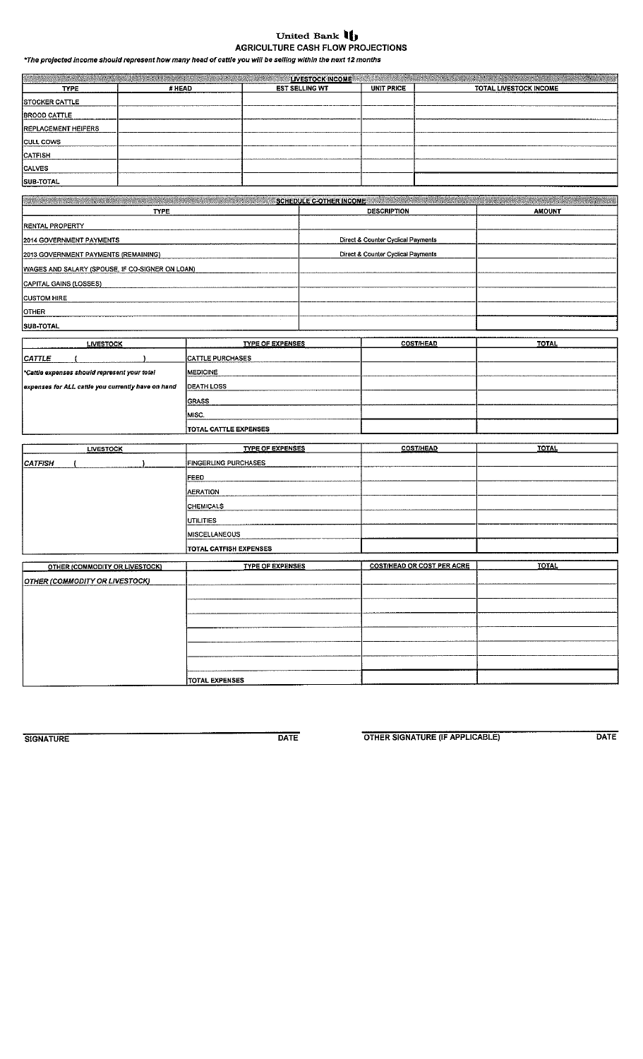United Bank

# AGRICULTURE CASH FLOW PROJECTIONS

*\*The projected income should represent how many head of cattle you will be selling within the next 12 months*

| LIVESTOCK INCOME | | | | |
|---|---|---|---|---|
| TYPE | # HEAD | EST SELLING WT | UNIT PRICE | TOTAL LIVESTOCK INCOME |
| STOCKER CATTLE | | | | |
| BROOD CATTLE | | | | |
| REPLACEMENT HEIFERS | | | | |
| CULL COWS | | | | |
| CATFISH | | | | |
| CALVES | | | | |
| SUB-TOTAL | | | | |

| SCHEDULE C-OTHER INCOME | | |
|---|---|---|
| TYPE | DESCRIPTION | AMOUNT |
| RENTAL PROPERTY | | |
| 2014 GOVERNMENT PAYMENTS | Direct & Counter Cyclical Payments | |
| 2013 GOVERNMENT PAYMENTS (REMAINING) | Direct & Counter Cyclical Payments | |
| WAGES AND SALARY (SPOUSE, IF CO-SIGNER ON LOAN) | | |
| CAPITAL GAINS (LOSSES) | | |
| CUSTOM HIRE | | |
| OTHER | | |
| SUB-TOTAL | | |

| LIVESTOCK | TYPE OF EXPENSES | COST/HEAD | TOTAL |
|---|---|---|---|
| *CATTLE ( )* | CATTLE PURCHASES | | |
| *\*Cattle expenses should represent your total* | MEDICINE | | |
| *expenses for ALL cattle you currently have on hand* | DEATH LOSS | | |
| | GRASS | | |
| | MISC. | | |
| | TOTAL CATTLE EXPENSES | | |

| LIVESTOCK | TYPE OF EXPENSES | COST/HEAD | TOTAL |
|---|---|---|---|
| *CATFISH ( )* | FINGERLING PURCHASES | | |
| | FEED | | |
| | AERATION | | |
| | CHEMICALS | | |
| | UTILITIES | | |
| | MISCELLANEOUS | | |
| | TOTAL CATFISH EXPENSES | | |

| OTHER (COMMODITY OR LIVESTOCK) | TYPE OF EXPENSES | COST/HEAD OR COST PER ACRE | TOTAL |
|---|---|---|---|
| *OTHER (COMMODITY OR LIVESTOCK)* | | | |
| | | | |
| | | | |
| | | | |
| | | | |
| | | | |
| | TOTAL EXPENSES | | |

SIGNATURE DATE

OTHER SIGNATURE (IF APPLICABLE) DATE